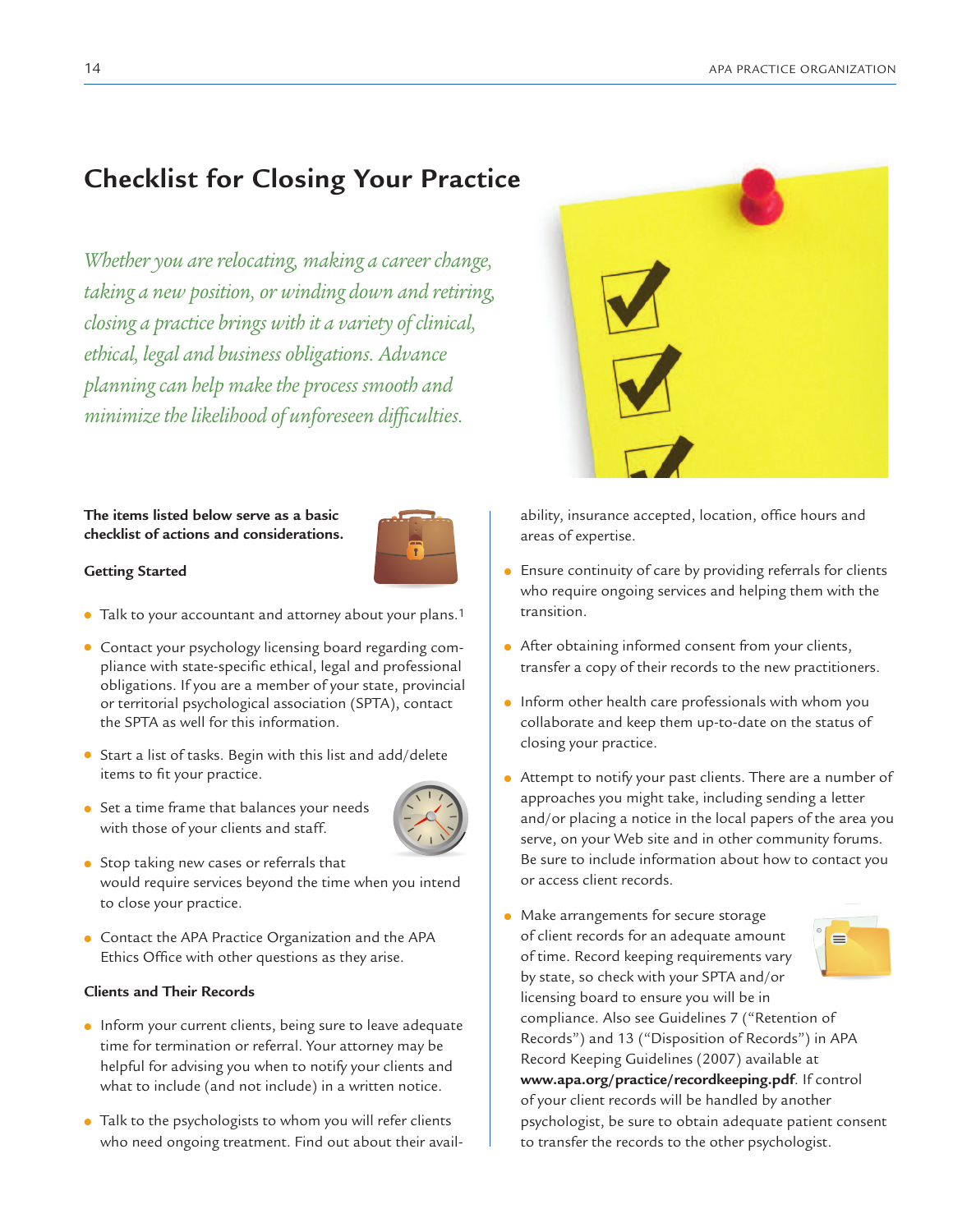# Checklist for Closing Your Practice

*Whether you are relocating, making a career change, taking a new position, or winding down and retiring, closing a practice brings with it a variety of clinical, ethical, legal and business obligations. Advance planning can help make the process smooth and minimize the likelihood of unforeseen difficulties.*

**The items listed below serve as a basic checklist of actions and considerations.**

**Getting Started**

- Talk to your accountant and attorney about your plans.[1]
- Contact your psychology licensing board regarding compliance with state-specific ethical, legal and professional obligations. If you are a member of your state, provincial or territorial psychological association (SPTA), contact the SPTA as well for this information.
- Start a list of tasks. Begin with this list and add/delete items to fit your practice.
- Set a time frame that balances your needs with those of your clients and staff.
- Stop taking new cases or referrals that would require services beyond the time when you intend to close your practice.
- Contact the APA Practice Organization and the APA Ethics Office with other questions as they arise.

**Clients and Their Records**

- Inform your current clients, being sure to leave adequate time for termination or referral. Your attorney may be helpful for advising you when to notify your clients and what to include (and not include) in a written notice.
- Talk to the psychologists to whom you will refer clients who need ongoing treatment. Find out about their availability, insurance accepted, location, office hours and areas of expertise.
- Ensure continuity of care by providing referrals for clients who require ongoing services and helping them with the transition.
- After obtaining informed consent from your clients, transfer a copy of their records to the new practitioners.
- Inform other health care professionals with whom you collaborate and keep them up-to-date on the status of closing your practice.
- Attempt to notify your past clients. There are a number of approaches you might take, including sending a letter and/or placing a notice in the local papers of the area you serve, on your Web site and in other community forums. Be sure to include information about how to contact you or access client records.
- Make arrangements for secure storage of client records for an adequate amount of time. Record keeping requirements vary by state, so check with your SPTA and/or licensing board to ensure you will be in compliance. Also see Guidelines 7 ("Retention of Records") and 13 ("Disposition of Records") in APA Record Keeping Guidelines (2007) available at **www.apa.org/practice/recordkeeping.pdf**. If control of your client records will be handled by another psychologist, be sure to obtain adequate patient consent to transfer the records to the other psychologist.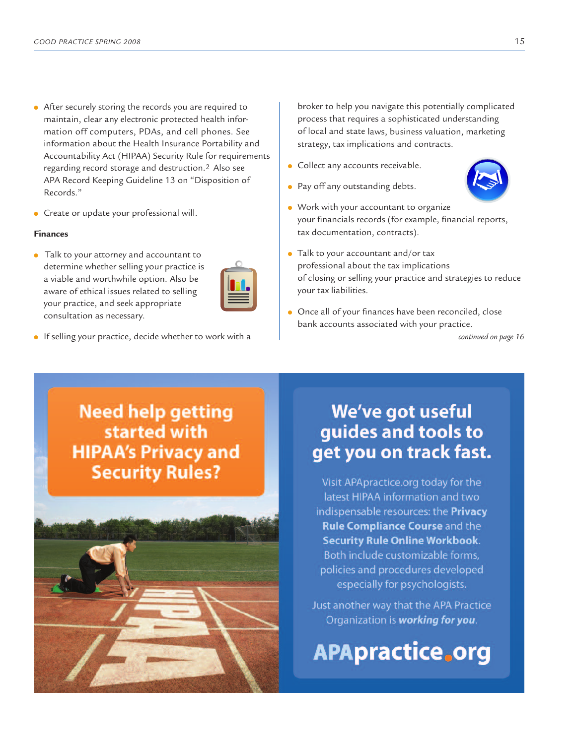- After securely storing the records you are required to maintain, clear any electronic protected health information off computers, PDAs, and cell phones. See information about the Health Insurance Portability and Accountability Act (HIPAA) Security Rule for requirements regarding record storage and destruction.[2] Also see APA Record Keeping Guideline 13 on "Disposition of Records."

- Create or update your professional will.

**Finances**

- Talk to your attorney and accountant to determine whether selling your practice is a viable and worthwhile option. Also be aware of ethical issues related to selling your practice, and seek appropriate consultation as necessary.

- If selling your practice, decide whether to work with a broker to help you navigate this potentially complicated process that requires a sophisticated understanding of local and state laws, business valuation, marketing strategy, tax implications and contracts.

- Collect any accounts receivable.

- Pay off any outstanding debts.

- Work with your accountant to organize your financials records (for example, financial reports, tax documentation, contracts).

- Talk to your accountant and/or tax professional about the tax implications of closing or selling your practice and strategies to reduce your tax liabilities.

- Once all of your finances have been reconciled, close bank accounts associated with your practice.

*continued on page 16*

**Need help getting started with HIPAA's Privacy and Security Rules?**

**We've got useful guides and tools to get you on track fast.**

Visit APApractice.org today for the latest HIPAA information and two indispensable resources: the **Privacy Rule Compliance Course** and the **Security Rule Online Workbook**. Both include customizable forms, policies and procedures developed especially for psychologists.

Just another way that the APA Practice Organization is ***working for you***.

**APApractice.org**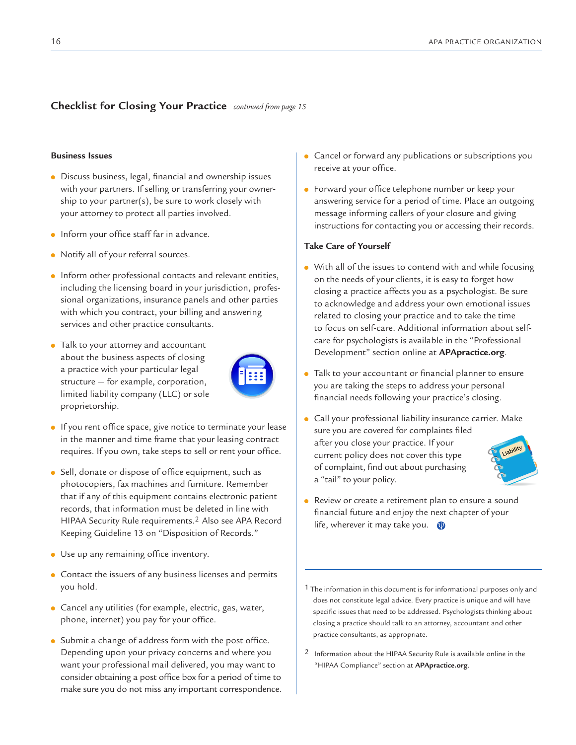## Checklist for Closing Your Practice *continued from page 15*

**Business Issues**

- Discuss business, legal, financial and ownership issues with your partners. If selling or transferring your ownership to your partner(s), be sure to work closely with your attorney to protect all parties involved.
- Inform your office staff far in advance.
- Notify all of your referral sources.
- Inform other professional contacts and relevant entities, including the licensing board in your jurisdiction, professional organizations, insurance panels and other parties with which you contract, your billing and answering services and other practice consultants.
- Talk to your attorney and accountant about the business aspects of closing a practice with your particular legal structure — for example, corporation, limited liability company (LLC) or sole proprietorship.
- If you rent office space, give notice to terminate your lease in the manner and time frame that your leasing contract requires. If you own, take steps to sell or rent your office.
- Sell, donate or dispose of office equipment, such as photocopiers, fax machines and furniture. Remember that if any of this equipment contains electronic patient records, that information must be deleted in line with HIPAA Security Rule requirements.[2] Also see APA Record Keeping Guideline 13 on "Disposition of Records."
- Use up any remaining office inventory.
- Contact the issuers of any business licenses and permits you hold.
- Cancel any utilities (for example, electric, gas, water, phone, internet) you pay for your office.
- Submit a change of address form with the post office. Depending upon your privacy concerns and where you want your professional mail delivered, you may want to consider obtaining a post office box for a period of time to make sure you do not miss any important correspondence.
- Cancel or forward any publications or subscriptions you receive at your office.
- Forward your office telephone number or keep your answering service for a period of time. Place an outgoing message informing callers of your closure and giving instructions for contacting you or accessing their records.

**Take Care of Yourself**

- With all of the issues to contend with and while focusing on the needs of your clients, it is easy to forget how closing a practice affects you as a psychologist. Be sure to acknowledge and address your own emotional issues related to closing your practice and to take the time to focus on self-care. Additional information about self-care for psychologists is available in the "Professional Development" section online at **APApractice.org**.
- Talk to your accountant or financial planner to ensure you are taking the steps to address your personal financial needs following your practice's closing.
- Call your professional liability insurance carrier. Make sure you are covered for complaints filed after you close your practice. If your current policy does not cover this type of complaint, find out about purchasing a "tail" to your policy.
- Review or create a retirement plan to ensure a sound financial future and enjoy the next chapter of your life, wherever it may take you.

---

[1] The information in this document is for informational purposes only and does not constitute legal advice. Every practice is unique and will have specific issues that need to be addressed. Psychologists thinking about closing a practice should talk to an attorney, accountant and other practice consultants, as appropriate.

[2] Information about the HIPAA Security Rule is available online in the "HIPAA Compliance" section at **APApractice.org**.